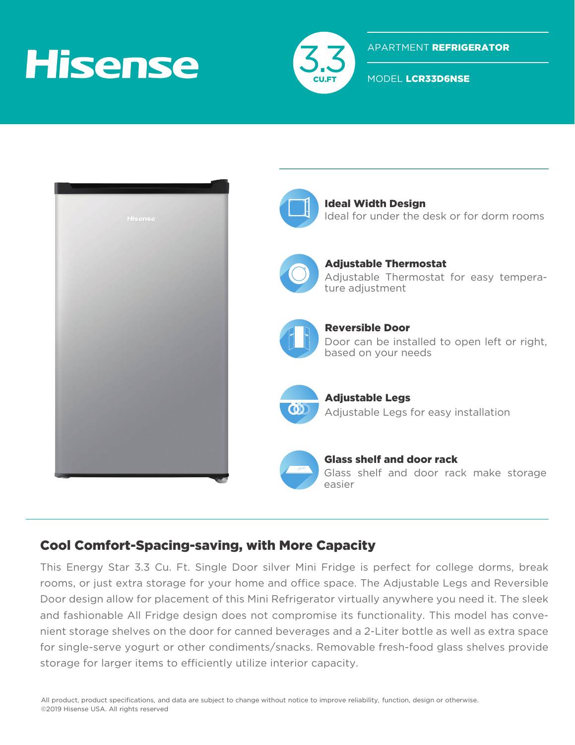# Hisense

**3.3 CU.FT**

APARTMENT **REFRIGERATOR**

MODEL **LCR33D6NSE**

**Ideal Width Design**
Ideal for under the desk or for dorm rooms

**Adjustable Thermostat**
Adjustable Thermostat for easy temperature adjustment

**Reversible Door**
Door can be installed to open left or right, based on your needs

**Adjustable Legs**
Adjustable Legs for easy installation

**Glass shelf and door rack**
Glass shelf and door rack make storage easier

## Cool Comfort-Spacing-saving, with More Capacity

This Energy Star 3.3 Cu. Ft. Single Door silver Mini Fridge is perfect for college dorms, break rooms, or just extra storage for your home and office space. The Adjustable Legs and Reversible Door design allow for placement of this Mini Refrigerator virtually anywhere you need it. The sleek and fashionable All Fridge design does not compromise its functionality. This model has convenient storage shelves on the door for canned beverages and a 2-Liter bottle as well as extra space for single-serve yogurt or other condiments/snacks. Removable fresh-food glass shelves provide storage for larger items to efficiently utilize interior capacity.

All product, product specifications, and data are subject to change without notice to improve reliability, function, design or otherwise.
©2019 Hisense USA. All rights reserved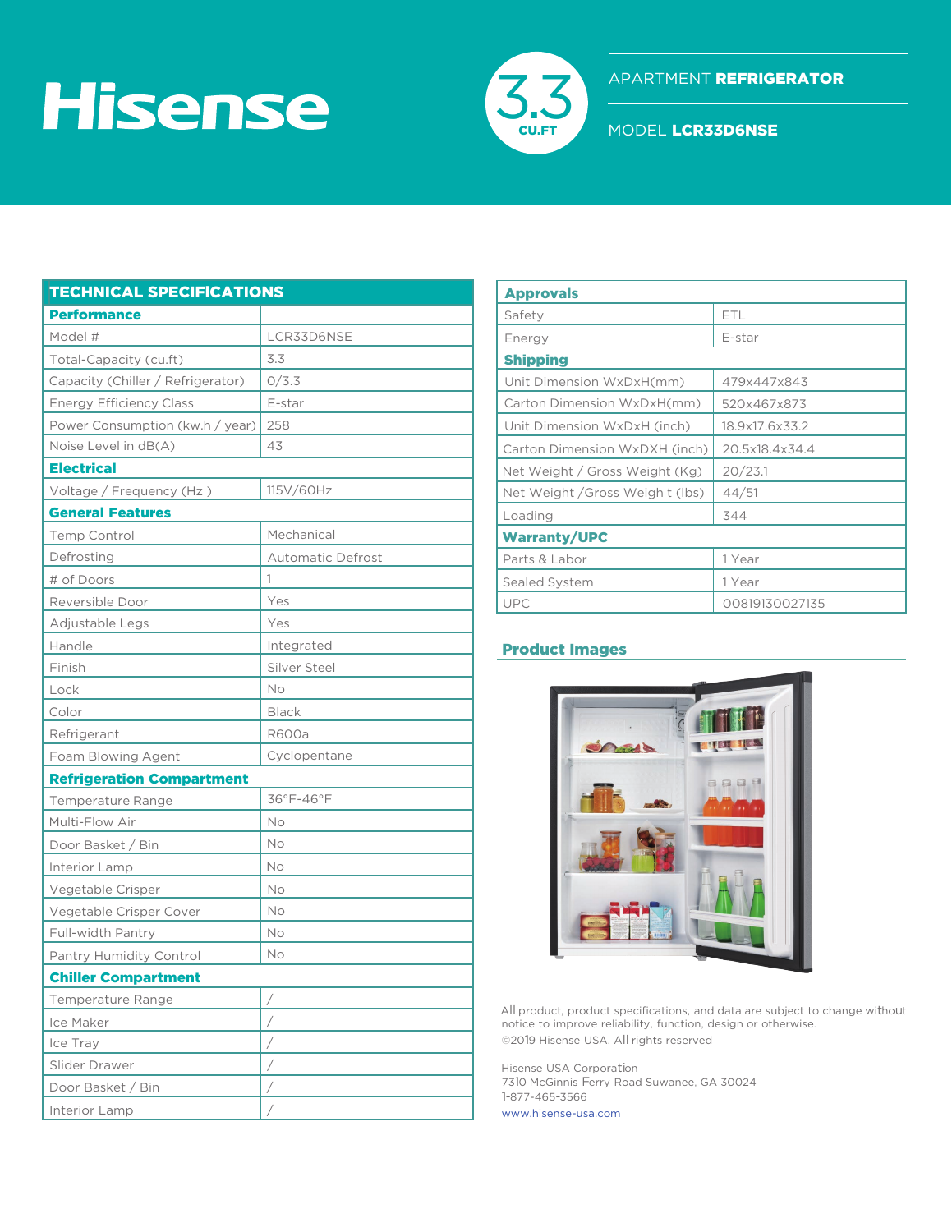# Hisense

3.3 CU.FT

APARTMENT **REFRIGERATOR**

MODEL **LCR33D6NSE**

| TECHNICAL SPECIFICATIONS | |
|---|---|
| **Performance** | |
| Model # | LCR33D6NSE |
| Total-Capacity (cu.ft) | 3.3 |
| Capacity (Chiller / Refrigerator) | 0/3.3 |
| Energy Efficiency Class | E-star |
| Power Consumption (kw.h / year) | 258 |
| Noise Level in dB(A) | 43 |
| **Electrical** | |
| Voltage / Frequency (Hz ) | 115V/60Hz |
| **General Features** | |
| Temp Control | Mechanical |
| Defrosting | Automatic Defrost |
| # of Doors | 1 |
| Reversible Door | Yes |
| Adjustable Legs | Yes |
| Handle | Integrated |
| Finish | Silver Steel |
| Lock | No |
| Color | Black |
| Refrigerant | R600a |
| Foam Blowing Agent | Cyclopentane |
| **Refrigeration Compartment** | |
| Temperature Range | 36°F-46°F |
| Multi-Flow Air | No |
| Door Basket / Bin | No |
| Interior Lamp | No |
| Vegetable Crisper | No |
| Vegetable Crisper Cover | No |
| Full-width Pantry | No |
| Pantry Humidity Control | No |
| **Chiller Compartment** | |
| Temperature Range | / |
| Ice Maker | / |
| Ice Tray | / |
| Slider Drawer | / |
| Door Basket / Bin | / |
| Interior Lamp | / |

| Approvals | |
|---|---|
| Safety | ETL |
| Energy | E-star |
| **Shipping** | |
| Unit Dimension WxDxH(mm) | 479x447x843 |
| Carton Dimension WxDxH(mm) | 520x467x873 |
| Unit Dimension WxDxH (inch) | 18.9x17.6x33.2 |
| Carton Dimension WxDXH (inch) | 20.5x18.4x34.4 |
| Net Weight / Gross Weight (Kg) | 20/23.1 |
| Net Weight /Gross Weigh t (lbs) | 44/51 |
| Loading | 344 |
| **Warranty/UPC** | |
| Parts & Labor | 1 Year |
| Sealed System | 1 Year |
| UPC | 00819130027135 |

## Product Images

All product, product specifications, and data are subject to change without notice to improve reliability, function, design or otherwise.
©2019 Hisense USA. All rights reserved

Hisense USA Corporation
7310 McGinnis Ferry Road Suwanee, GA 30024
1-877-465-3566
www.hisense-usa.com